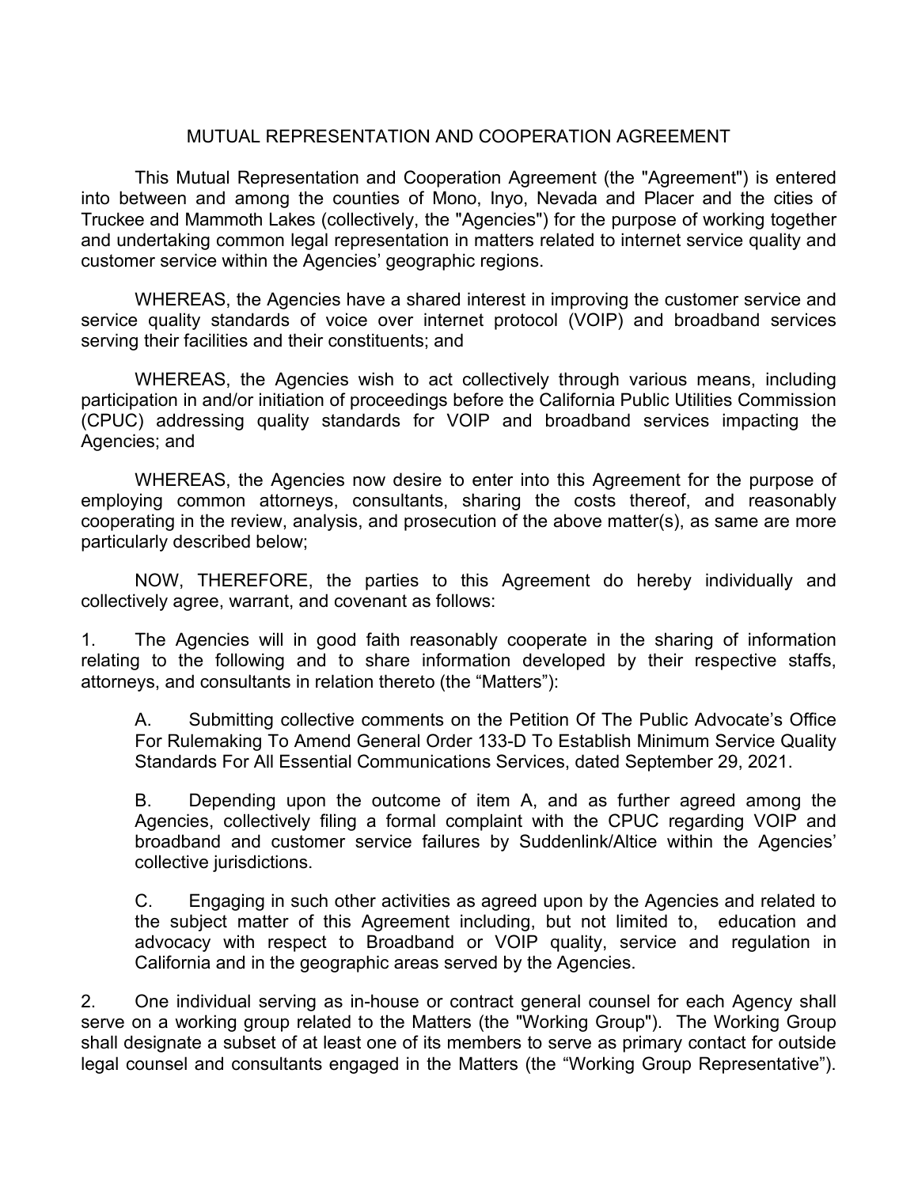# MUTUAL REPRESENTATION AND COOPERATION AGREEMENT

This Mutual Representation and Cooperation Agreement (the "Agreement") is entered into between and among the counties of Mono, Inyo, Nevada and Placer and the cities of Truckee and Mammoth Lakes (collectively, the "Agencies") for the purpose of working together and undertaking common legal representation in matters related to internet service quality and customer service within the Agencies' geographic regions.

WHEREAS, the Agencies have a shared interest in improving the customer service and service quality standards of voice over internet protocol (VOIP) and broadband services serving their facilities and their constituents; and

WHEREAS, the Agencies wish to act collectively through various means, including participation in and/or initiation of proceedings before the California Public Utilities Commission (CPUC) addressing quality standards for VOIP and broadband services impacting the Agencies; and

WHEREAS, the Agencies now desire to enter into this Agreement for the purpose of employing common attorneys, consultants, sharing the costs thereof, and reasonably cooperating in the review, analysis, and prosecution of the above matter(s), as same are more particularly described below;

NOW, THEREFORE, the parties to this Agreement do hereby individually and collectively agree, warrant, and covenant as follows:

1. The Agencies will in good faith reasonably cooperate in the sharing of information relating to the following and to share information developed by their respective staffs, attorneys, and consultants in relation thereto (the "Matters"):

   A. Submitting collective comments on the Petition Of The Public Advocate's Office For Rulemaking To Amend General Order 133-D To Establish Minimum Service Quality Standards For All Essential Communications Services, dated September 29, 2021.

   B. Depending upon the outcome of item A, and as further agreed among the Agencies, collectively filing a formal complaint with the CPUC regarding VOIP and broadband and customer service failures by Suddenlink/Altice within the Agencies' collective jurisdictions.

   C. Engaging in such other activities as agreed upon by the Agencies and related to the subject matter of this Agreement including, but not limited to, education and advocacy with respect to Broadband or VOIP quality, service and regulation in California and in the geographic areas served by the Agencies.

2. One individual serving as in-house or contract general counsel for each Agency shall serve on a working group related to the Matters (the "Working Group"). The Working Group shall designate a subset of at least one of its members to serve as primary contact for outside legal counsel and consultants engaged in the Matters (the "Working Group Representative").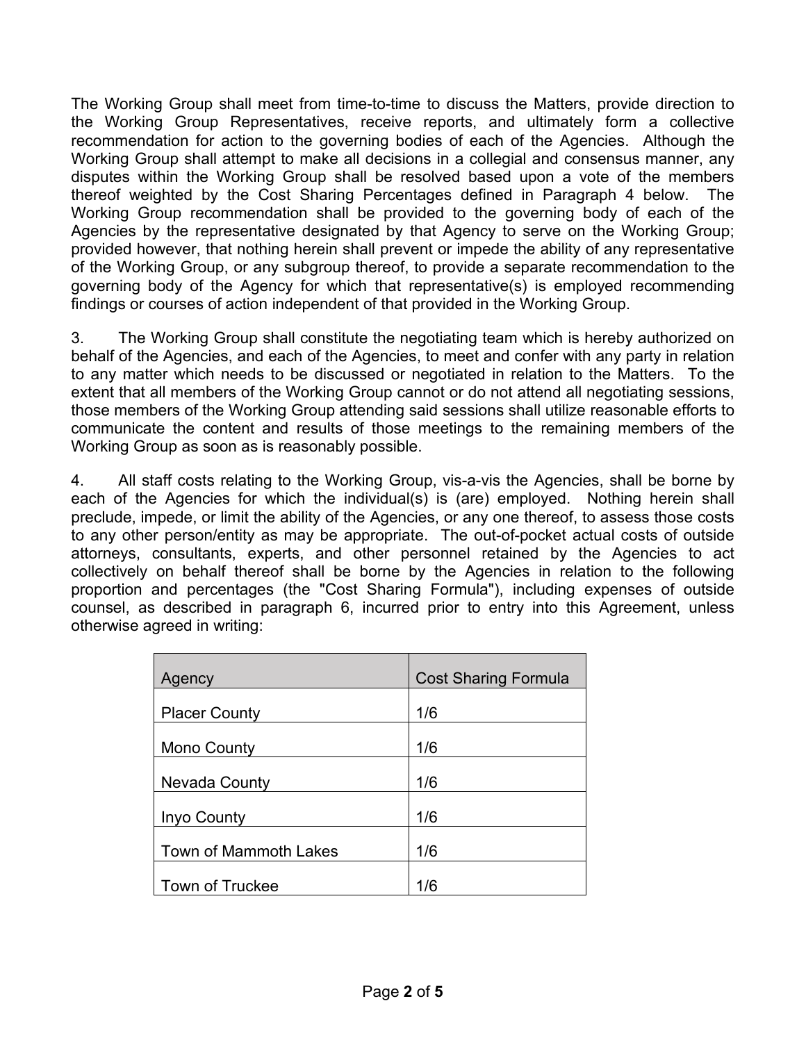The Working Group shall meet from time-to-time to discuss the Matters, provide direction to the Working Group Representatives, receive reports, and ultimately form a collective recommendation for action to the governing bodies of each of the Agencies. Although the Working Group shall attempt to make all decisions in a collegial and consensus manner, any disputes within the Working Group shall be resolved based upon a vote of the members thereof weighted by the Cost Sharing Percentages defined in Paragraph 4 below. The Working Group recommendation shall be provided to the governing body of each of the Agencies by the representative designated by that Agency to serve on the Working Group; provided however, that nothing herein shall prevent or impede the ability of any representative of the Working Group, or any subgroup thereof, to provide a separate recommendation to the governing body of the Agency for which that representative(s) is employed recommending findings or courses of action independent of that provided in the Working Group.

3. The Working Group shall constitute the negotiating team which is hereby authorized on behalf of the Agencies, and each of the Agencies, to meet and confer with any party in relation to any matter which needs to be discussed or negotiated in relation to the Matters. To the extent that all members of the Working Group cannot or do not attend all negotiating sessions, those members of the Working Group attending said sessions shall utilize reasonable efforts to communicate the content and results of those meetings to the remaining members of the Working Group as soon as is reasonably possible.

4. All staff costs relating to the Working Group, vis-a-vis the Agencies, shall be borne by each of the Agencies for which the individual(s) is (are) employed. Nothing herein shall preclude, impede, or limit the ability of the Agencies, or any one thereof, to assess those costs to any other person/entity as may be appropriate. The out-of-pocket actual costs of outside attorneys, consultants, experts, and other personnel retained by the Agencies to act collectively on behalf thereof shall be borne by the Agencies in relation to the following proportion and percentages (the "Cost Sharing Formula"), including expenses of outside counsel, as described in paragraph 6, incurred prior to entry into this Agreement, unless otherwise agreed in writing:

| Agency | Cost Sharing Formula |
|---|---|
| Placer County | 1/6 |
| Mono County | 1/6 |
| Nevada County | 1/6 |
| Inyo County | 1/6 |
| Town of Mammoth Lakes | 1/6 |
| Town of Truckee | 1/6 |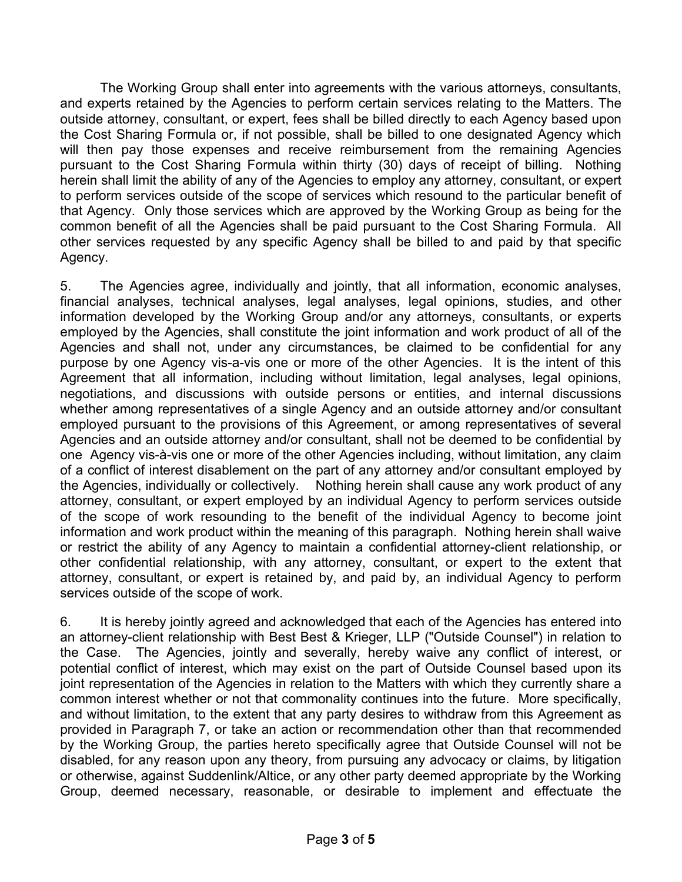The Working Group shall enter into agreements with the various attorneys, consultants, and experts retained by the Agencies to perform certain services relating to the Matters. The outside attorney, consultant, or expert, fees shall be billed directly to each Agency based upon the Cost Sharing Formula or, if not possible, shall be billed to one designated Agency which will then pay those expenses and receive reimbursement from the remaining Agencies pursuant to the Cost Sharing Formula within thirty (30) days of receipt of billing. Nothing herein shall limit the ability of any of the Agencies to employ any attorney, consultant, or expert to perform services outside of the scope of services which resound to the particular benefit of that Agency. Only those services which are approved by the Working Group as being for the common benefit of all the Agencies shall be paid pursuant to the Cost Sharing Formula. All other services requested by any specific Agency shall be billed to and paid by that specific Agency.

5. The Agencies agree, individually and jointly, that all information, economic analyses, financial analyses, technical analyses, legal analyses, legal opinions, studies, and other information developed by the Working Group and/or any attorneys, consultants, or experts employed by the Agencies, shall constitute the joint information and work product of all of the Agencies and shall not, under any circumstances, be claimed to be confidential for any purpose by one Agency vis-a-vis one or more of the other Agencies. It is the intent of this Agreement that all information, including without limitation, legal analyses, legal opinions, negotiations, and discussions with outside persons or entities, and internal discussions whether among representatives of a single Agency and an outside attorney and/or consultant employed pursuant to the provisions of this Agreement, or among representatives of several Agencies and an outside attorney and/or consultant, shall not be deemed to be confidential by one Agency vis-à-vis one or more of the other Agencies including, without limitation, any claim of a conflict of interest disablement on the part of any attorney and/or consultant employed by the Agencies, individually or collectively. Nothing herein shall cause any work product of any attorney, consultant, or expert employed by an individual Agency to perform services outside of the scope of work resounding to the benefit of the individual Agency to become joint information and work product within the meaning of this paragraph. Nothing herein shall waive or restrict the ability of any Agency to maintain a confidential attorney-client relationship, or other confidential relationship, with any attorney, consultant, or expert to the extent that attorney, consultant, or expert is retained by, and paid by, an individual Agency to perform services outside of the scope of work.

6. It is hereby jointly agreed and acknowledged that each of the Agencies has entered into an attorney-client relationship with Best Best & Krieger, LLP ("Outside Counsel") in relation to the Case. The Agencies, jointly and severally, hereby waive any conflict of interest, or potential conflict of interest, which may exist on the part of Outside Counsel based upon its joint representation of the Agencies in relation to the Matters with which they currently share a common interest whether or not that commonality continues into the future. More specifically, and without limitation, to the extent that any party desires to withdraw from this Agreement as provided in Paragraph 7, or take an action or recommendation other than that recommended by the Working Group, the parties hereto specifically agree that Outside Counsel will not be disabled, for any reason upon any theory, from pursuing any advocacy or claims, by litigation or otherwise, against Suddenlink/Altice, or any other party deemed appropriate by the Working Group, deemed necessary, reasonable, or desirable to implement and effectuate the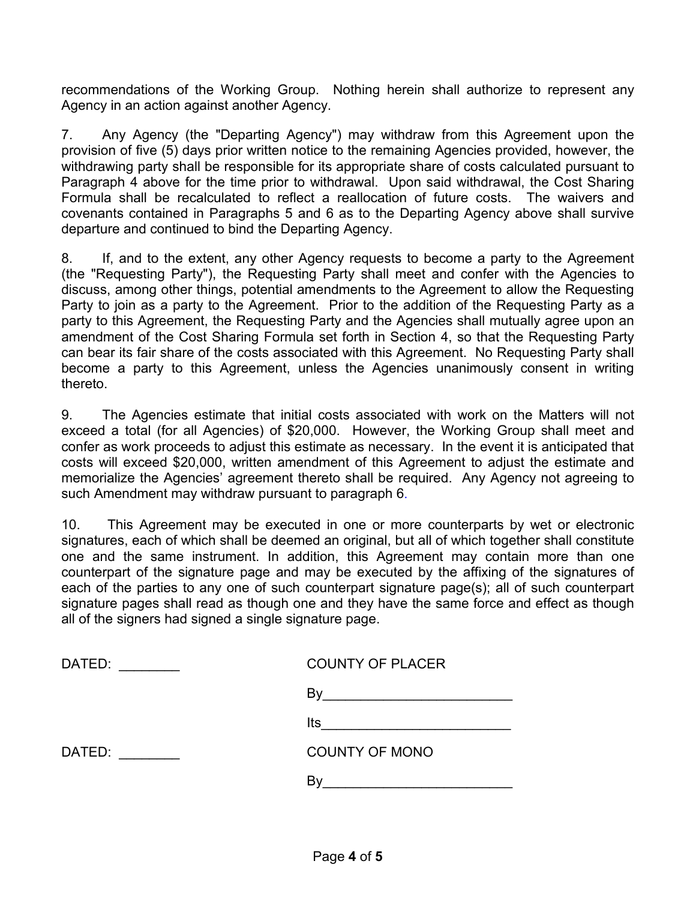recommendations of the Working Group. Nothing herein shall authorize to represent any Agency in an action against another Agency.

7. Any Agency (the "Departing Agency") may withdraw from this Agreement upon the provision of five (5) days prior written notice to the remaining Agencies provided, however, the withdrawing party shall be responsible for its appropriate share of costs calculated pursuant to Paragraph 4 above for the time prior to withdrawal. Upon said withdrawal, the Cost Sharing Formula shall be recalculated to reflect a reallocation of future costs. The waivers and covenants contained in Paragraphs 5 and 6 as to the Departing Agency above shall survive departure and continued to bind the Departing Agency.

8. If, and to the extent, any other Agency requests to become a party to the Agreement (the "Requesting Party"), the Requesting Party shall meet and confer with the Agencies to discuss, among other things, potential amendments to the Agreement to allow the Requesting Party to join as a party to the Agreement. Prior to the addition of the Requesting Party as a party to this Agreement, the Requesting Party and the Agencies shall mutually agree upon an amendment of the Cost Sharing Formula set forth in Section 4, so that the Requesting Party can bear its fair share of the costs associated with this Agreement. No Requesting Party shall become a party to this Agreement, unless the Agencies unanimously consent in writing thereto.

9. The Agencies estimate that initial costs associated with work on the Matters will not exceed a total (for all Agencies) of $20,000. However, the Working Group shall meet and confer as work proceeds to adjust this estimate as necessary. In the event it is anticipated that costs will exceed $20,000, written amendment of this Agreement to adjust the estimate and memorialize the Agencies' agreement thereto shall be required. Any Agency not agreeing to such Amendment may withdraw pursuant to paragraph 6.

10. This Agreement may be executed in one or more counterparts by wet or electronic signatures, each of which shall be deemed an original, but all of which together shall constitute one and the same instrument. In addition, this Agreement may contain more than one counterpart of the signature page and may be executed by the affixing of the signatures of each of the parties to any one of such counterpart signature page(s); all of such counterpart signature pages shall read as though one and they have the same force and effect as though all of the signers had signed a single signature page.

DATED: ________ COUNTY OF PLACER

By_________________________

Its_________________________

DATED: ________ COUNTY OF MONO

By_________________________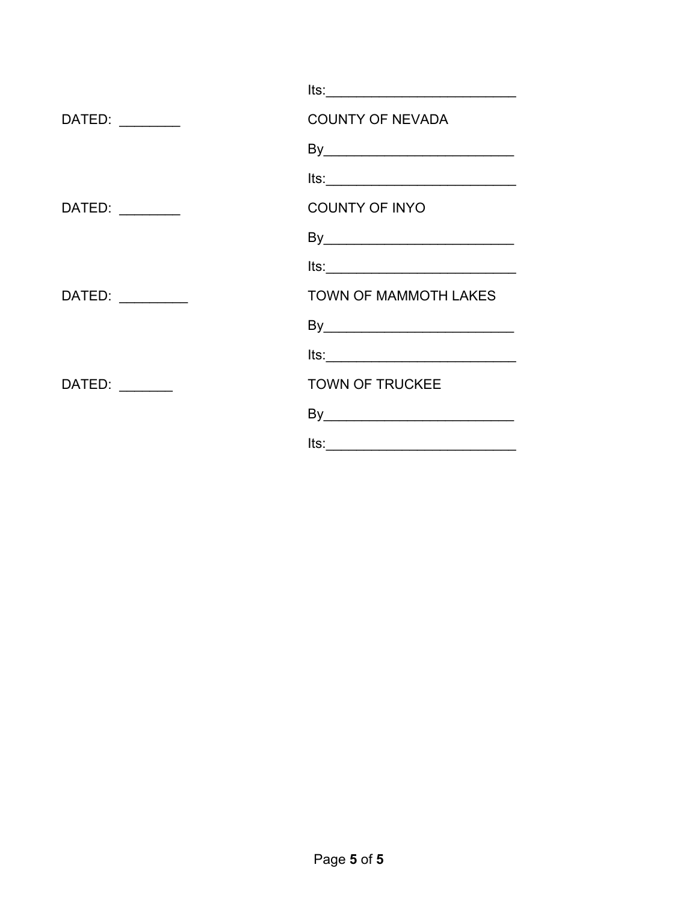Its:_________________________

DATED: ________ COUNTY OF NEVADA

By_________________________

Its:_________________________

DATED: ________ COUNTY OF INYO

By_________________________

Its:_________________________

DATED: _________ TOWN OF MAMMOTH LAKES

By_________________________

Its:_________________________

DATED: _______ TOWN OF TRUCKEE

By_________________________

Its:_________________________